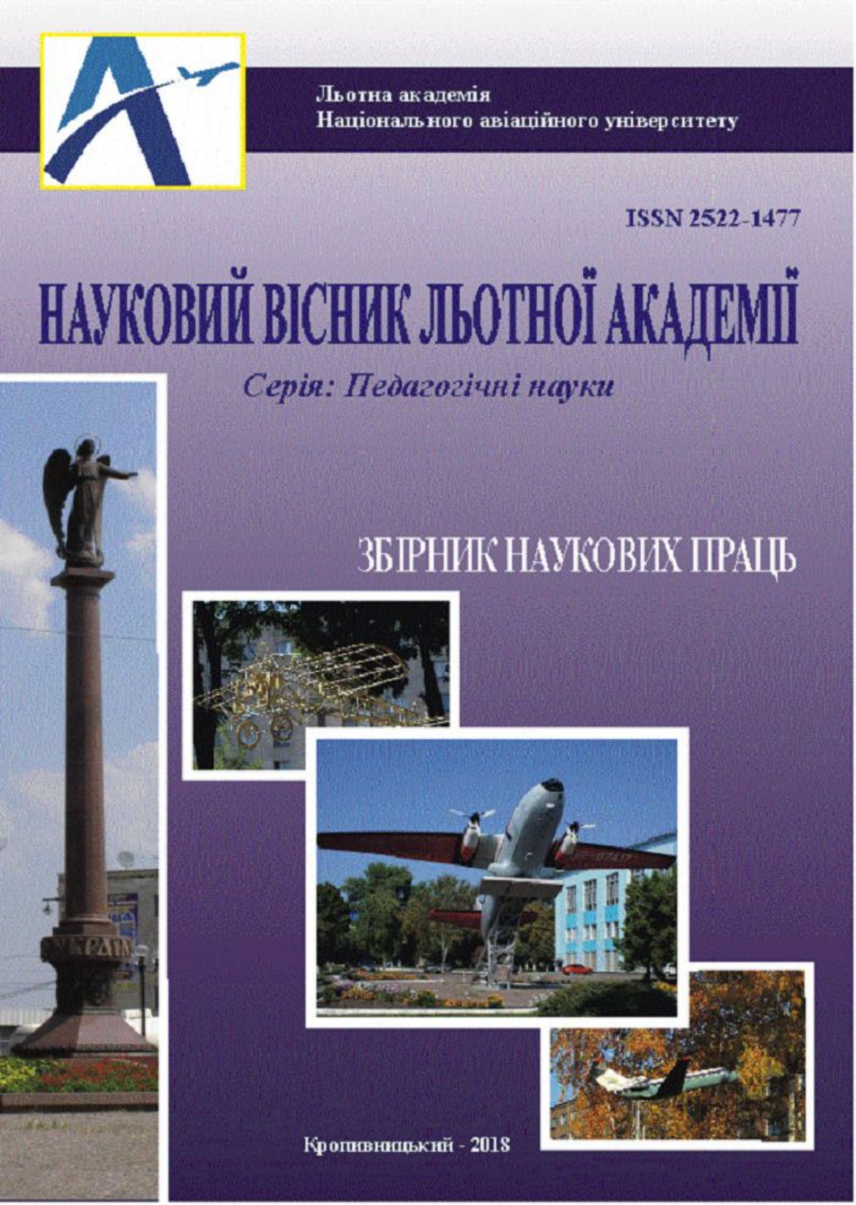Льотна академія
Національного авіаційного університету

ISSN 2522-1477

# НАУКОВИЙ ВІСНИК ЛЬОТНОЇ АКАДЕМІЇ

*Серія: Педагогічні науки*

## ЗБІРНИК НАУКОВИХ ПРАЦЬ

Кропивницький - 2018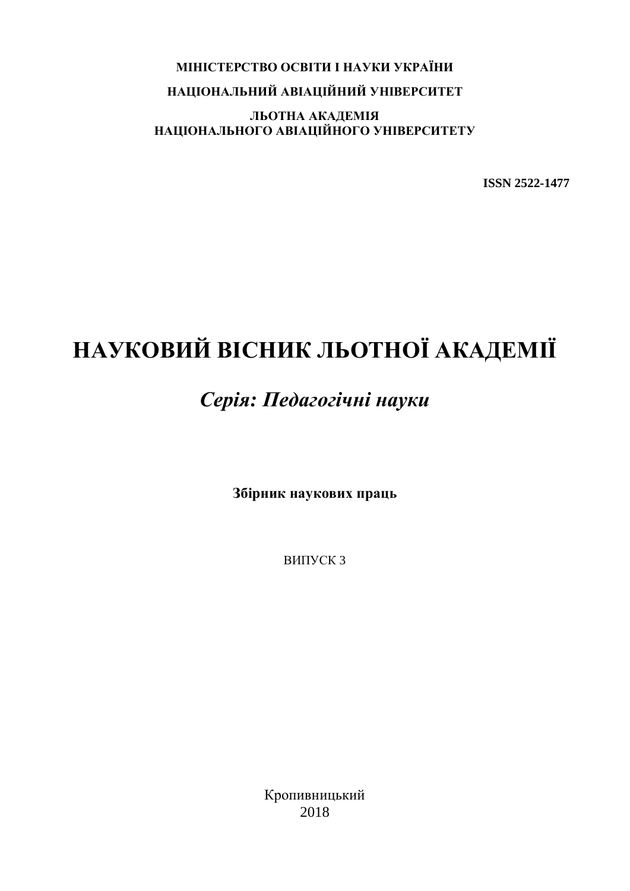**МІНІСТЕРСТВО ОСВІТИ І НАУКИ УКРАЇНИ**

**НАЦІОНАЛЬНИЙ АВІАЦІЙНИЙ УНІВЕРСИТЕТ**

**ЛЬОТНА АКАДЕМІЯ**
**НАЦІОНАЛЬНОГО АВІАЦІЙНОГО УНІВЕРСИТЕТУ**

**ISSN 2522-1477**

# НАУКОВИЙ ВІСНИК ЛЬОТНОЇ АКАДЕМІЇ

## *Серія: Педагогічні науки*

**Збірник наукових праць**

ВИПУСК 3

Кропивницький
2018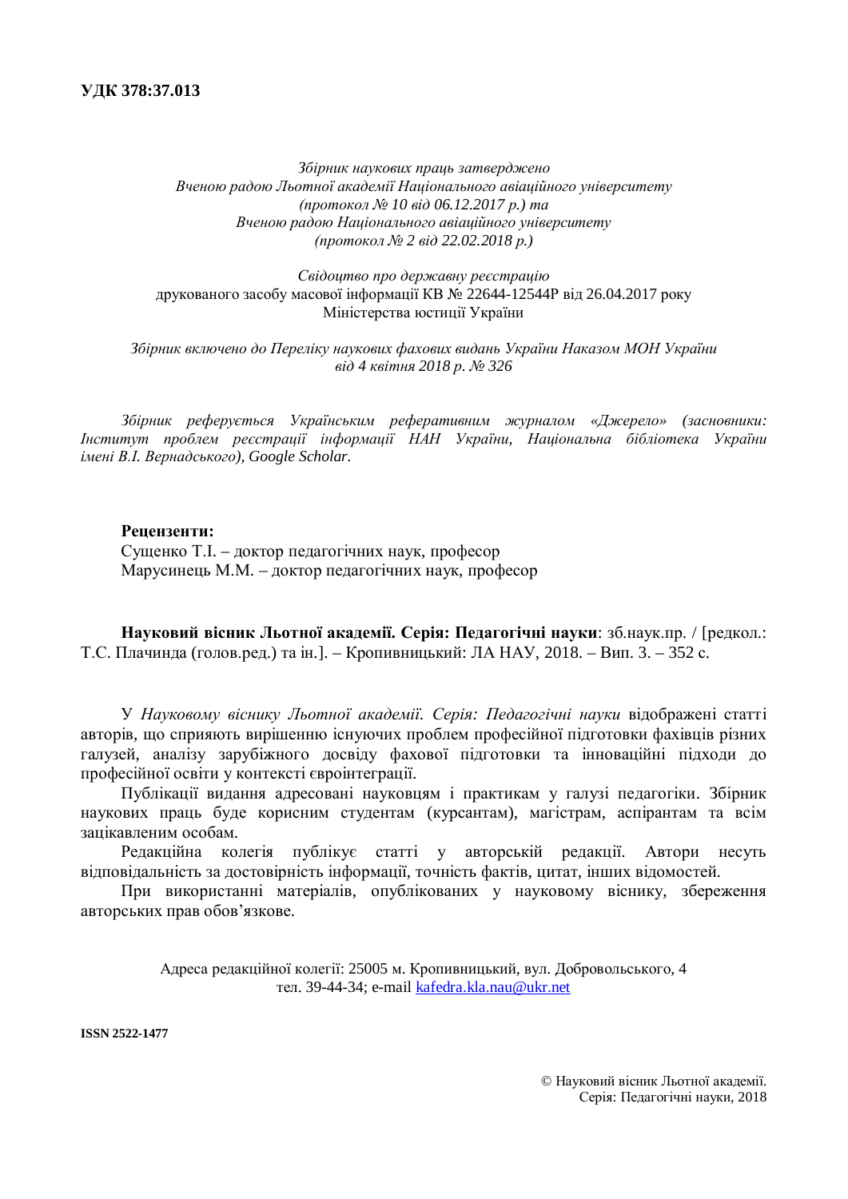**УДК 378:37.013**

*Збірник наукових праць затверджено*
*Вченою радою Льотної академії Національного авіаційного університету*
*(протокол № 10 від 06.12.2017 р.) та*
*Вченою радою Національного авіаційного університету*
*(протокол № 2 від 22.02.2018 р.)*

*Свідоцтво про державну реєстрацію*
друкованого засобу масової інформації КВ № 22644-12544Р від 26.04.2017 року
Міністерства юстиції України

*Збірник включено до Переліку наукових фахових видань України Наказом МОН України від 4 квітня 2018 р. № 326*

*Збірник реферується Українським реферативним журналом «Джерело» (засновники: Інститут проблем реєстрації інформації НАН України, Національна бібліотека України імені В.І. Вернадського), Google Scholar.*

**Рецензенти:**
Сущенко Т.І. – доктор педагогічних наук, професор
Марусинець М.М. – доктор педагогічних наук, професор

**Науковий вісник Льотної академії. Серія: Педагогічні науки**: зб.наук.пр. / [редкол.: Т.С. Плачинда (голов.ред.) та ін.]. – Кропивницький: ЛА НАУ, 2018. – Вип. 3. – 352 с.

У *Науковому віснику Льотної академії. Серія: Педагогічні науки* відображені статті авторів, що сприяють вирішенню існуючих проблем професійної підготовки фахівців різних галузей, аналізу зарубіжного досвіду фахової підготовки та інноваційні підходи до професійної освіти у контексті євроінтеграції.

Публікації видання адресовані науковцям і практикам у галузі педагогіки. Збірник наукових праць буде корисним студентам (курсантам), магістрам, аспірантам та всім зацікавленим особам.

Редакційна колегія публікує статті у авторській редакції. Автори несуть відповідальність за достовірність інформації, точність фактів, цитат, інших відомостей.

При використанні матеріалів, опублікованих у науковому віснику, збереження авторських прав обов'язкове.

Адреса редакційної колегії: 25005 м. Кропивницький, вул. Добровольського, 4
тел. 39-44-34; e-mail kafedra.kla.nau@ukr.net

**ISSN 2522-1477**

© Науковий вісник Льотної академії.
Серія: Педагогічні науки, 2018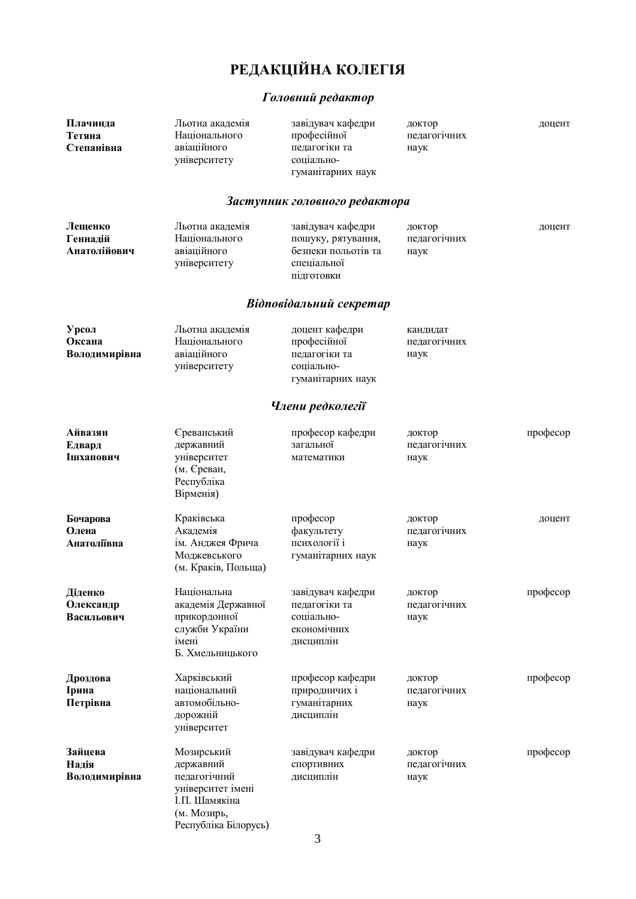# РЕДАКЦІЙНА КОЛЕГІЯ

## *Головний редактор*

| | | | | |
|---|---|---|---|---|
| **Плачинда Тетяна Степанівна** | Льотна академія Національного авіаційного університету | завідувач кафедри професійної педагогіки та соціально-гуманітарних наук | доктор педагогічних наук | доцент |

## *Заступник головного редактора*

| | | | | |
|---|---|---|---|---|
| **Лещенко Геннадій Анатолійович** | Льотна академія Національного авіаційного університету | завідувач кафедри пошуку, рятування, безпеки польотів та спеціальної підготовки | доктор педагогічних наук | доцент |

## *Відповідальний секретар*

| | | | | |
|---|---|---|---|---|
| **Урсол Оксана Володимирівна** | Льотна академія Національного авіаційного університету | доцент кафедри професійної педагогіки та соціально-гуманітарних наук | кандидат педагогічних наук | |

## *Члени редколегії*

| | | | | |
|---|---|---|---|---|
| **Айвазян Едвард Ішханович** | Єреванський державний університет (м. Єреван, Республіка Вірменія) | професор кафедри загальної математики | доктор педагогічних наук | професор |
| **Бочарова Олена Анатоліївна** | Краківська Академія ім. Анджея Фрича Моджевського (м. Краків, Польща) | професор факультету психології і гуманітарних наук | доктор педагогічних наук | доцент |
| **Діденко Олександр Васильович** | Національна академія Державної прикордонної служби України імені Б. Хмельницького | завідувач кафедри педагогіки та соціально-економічних дисциплін | доктор педагогічних наук | професор |
| **Дроздова Ірина Петрівна** | Харківський національний автомобільно-дорожній університет | професор кафедри природничих і гуманітарних дисциплін | доктор педагогічних наук | професор |
| **Зайцева Надія Володимирівна** | Мозирський державний педагогічний університет імені І.П. Шамякіна (м. Мозирь, Республіка Білорусь) | завідувач кафедри спортивних дисциплін | доктор педагогічних наук | професор |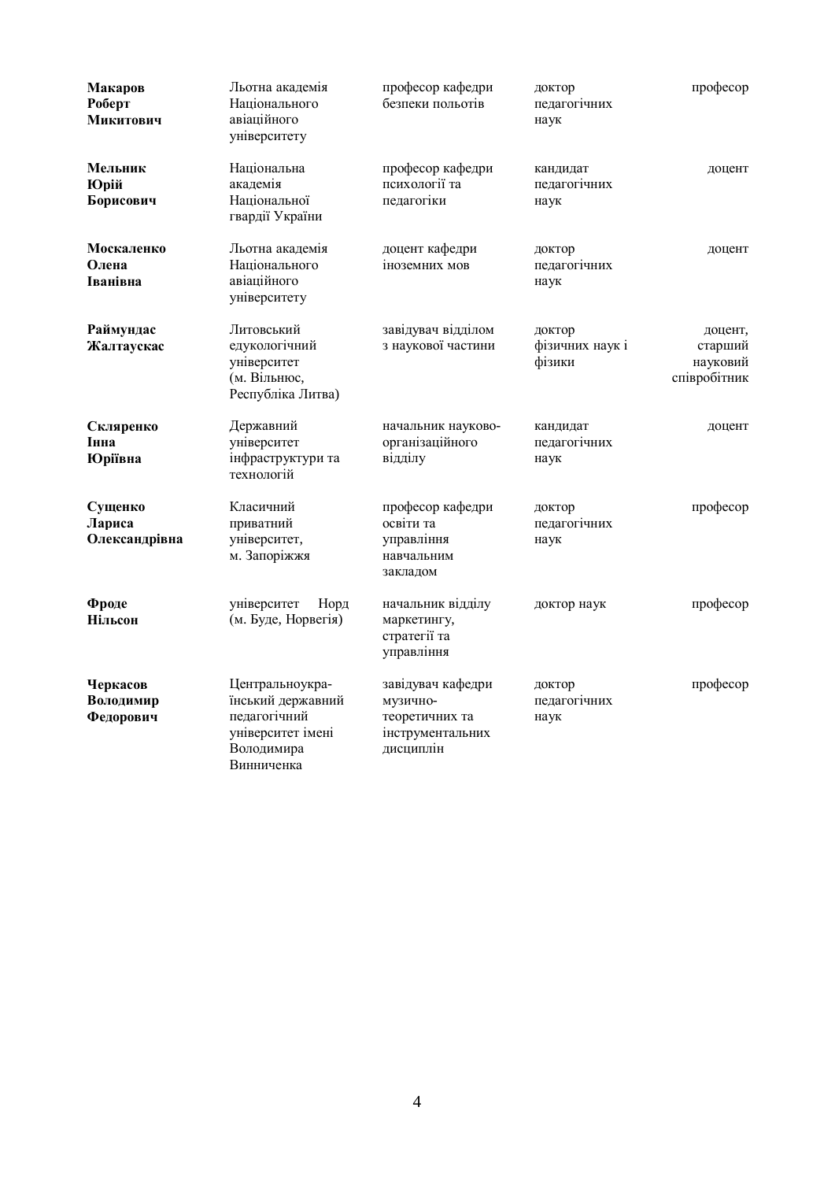| | | | | |
|---|---|---|---|---|
| **Макаров Роберт Микитович** | Льотна академія Національного авіаційного університету | професор кафедри безпеки польотів | доктор педагогічних наук | професор |
| **Мельник Юрій Борисович** | Національна академія Національної гвардії України | професор кафедри психології та педагогіки | кандидат педагогічних наук | доцент |
| **Москаленко Олена Іванівна** | Льотна академія Національного авіаційного університету | доцент кафедри іноземних мов | доктор педагогічних наук | доцент |
| **Раймундас Жалтаускас** | Литовський едукологічний університет (м. Вільнюс, Республіка Литва) | завідувач відділом з наукової частини | доктор фізичних наук і фізики | доцент, старший науковий співробітник |
| **Скляренко Інна Юріївна** | Державний університет інфраструктури та технологій | начальник науково-організаційного відділу | кандидат педагогічних наук | доцент |
| **Сущенко Лариса Олександрівна** | Класичний приватний університет, м. Запоріжжя | професор кафедри освіти та управління навчальним закладом | доктор педагогічних наук | професор |
| **Фроде Нільсон** | університет Норд (м. Буде, Норвегія) | начальник відділу маркетингу, стратегії та управління | доктор наук | професор |
| **Черкасов Володимир Федорович** | Центральноукраїнський державний педагогічний університет імені Володимира Винниченка | завідувач кафедри музично-теоретичних та інструментальних дисциплін | доктор педагогічних наук | професор |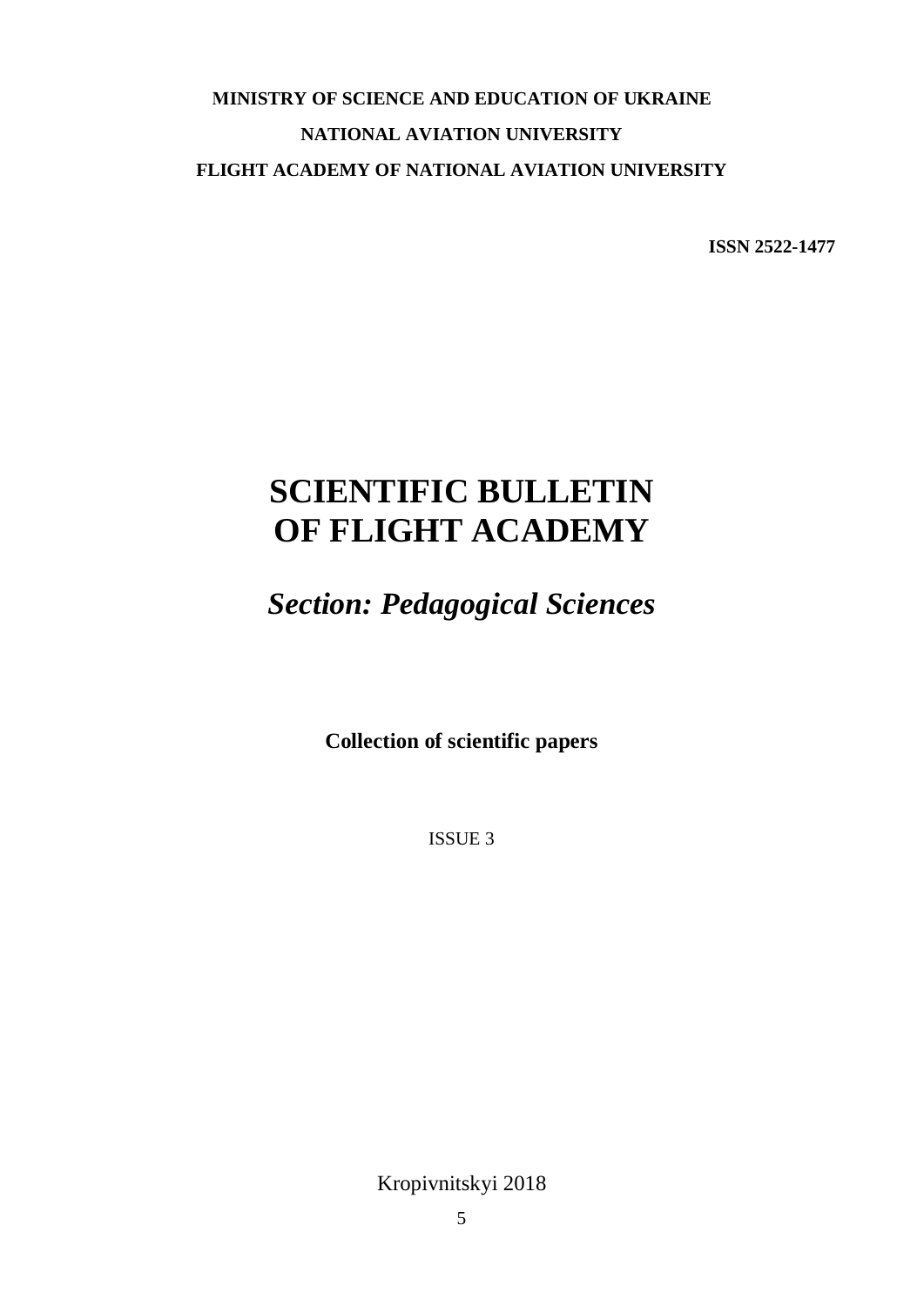**MINISTRY OF SCIENCE AND EDUCATION OF UKRAINE**

**NATIONAL AVIATION UNIVERSITY**

**FLIGHT ACADEMY OF NATIONAL AVIATION UNIVERSITY**

**ISSN 2522-1477**

# SCIENTIFIC BULLETIN OF FLIGHT ACADEMY

## *Section: Pedagogical Sciences*

**Collection of scientific papers**

ISSUE 3

Kropivnitskyi 2018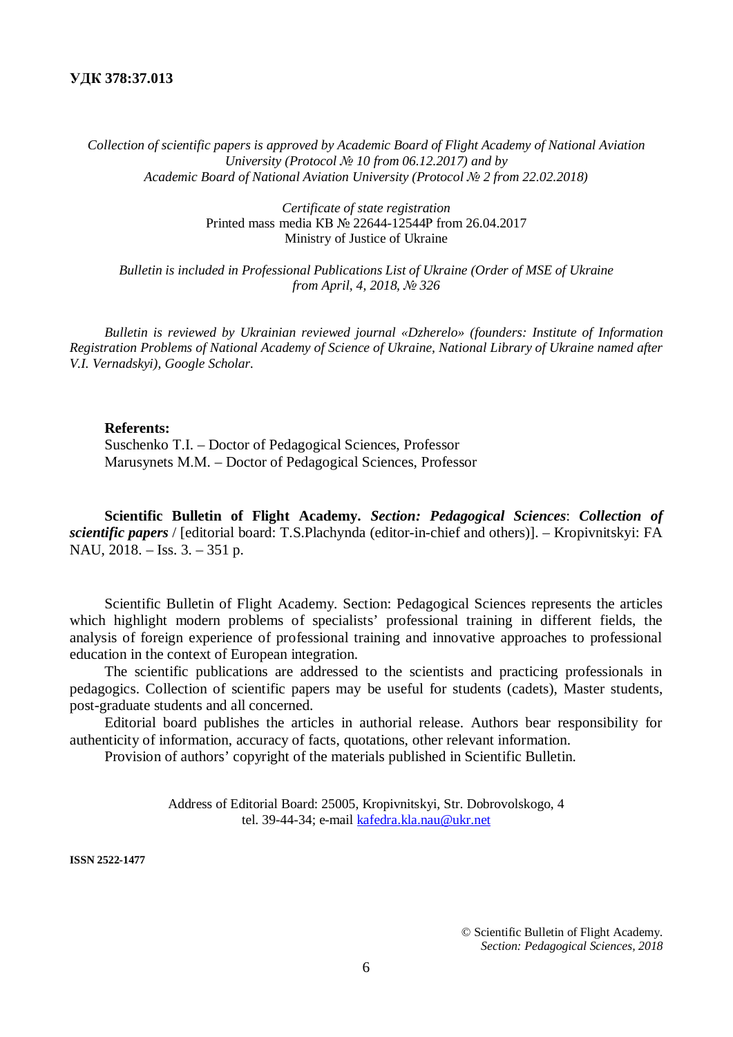**УДК 378:37.013**

*Collection of scientific papers is approved by Academic Board of Flight Academy of National Aviation University (Protocol № 10 from 06.12.2017) and by Academic Board of National Aviation University (Protocol № 2 from 22.02.2018)*

*Certificate of state registration*
Printed mass media КВ № 22644-12544Р from 26.04.2017
Ministry of Justice of Ukraine

*Bulletin is included in Professional Publications List of Ukraine (Order of MSE of Ukraine from April, 4, 2018, № 326*

*Bulletin is reviewed by Ukrainian reviewed journal «Dzherelo» (founders: Institute of Information Registration Problems of National Academy of Science of Ukraine, National Library of Ukraine named after V.I. Vernadskyi), Google Scholar.*

**Referents:**
Suschenko T.I. – Doctor of Pedagogical Sciences, Professor
Marusynets M.M. – Doctor of Pedagogical Sciences, Professor

**Scientific Bulletin of Flight Academy.** ***Section: Pedagogical Sciences***: ***Collection of scientific papers*** / [editorial board: T.S.Plachynda (editor-in-chief and others)]. – Kropivnitskyi: FA NAU, 2018. – Iss. 3. – 351 p.

Scientific Bulletin of Flight Academy. Section: Pedagogical Sciences represents the articles which highlight modern problems of specialists' professional training in different fields, the analysis of foreign experience of professional training and innovative approaches to professional education in the context of European integration.

The scientific publications are addressed to the scientists and practicing professionals in pedagogics. Collection of scientific papers may be useful for students (cadets), Master students, post-graduate students and all concerned.

Editorial board publishes the articles in authorial release. Authors bear responsibility for authenticity of information, accuracy of facts, quotations, other relevant information.

Provision of authors' copyright of the materials published in Scientific Bulletin.

Address of Editorial Board: 25005, Kropivnitskyi, Str. Dobrovolskogo, 4
tel. 39-44-34; e-mail kafedra.kla.nau@ukr.net

**ISSN 2522-1477**

© Scientific Bulletin of Flight Academy.
*Section: Pedagogical Sciences, 2018*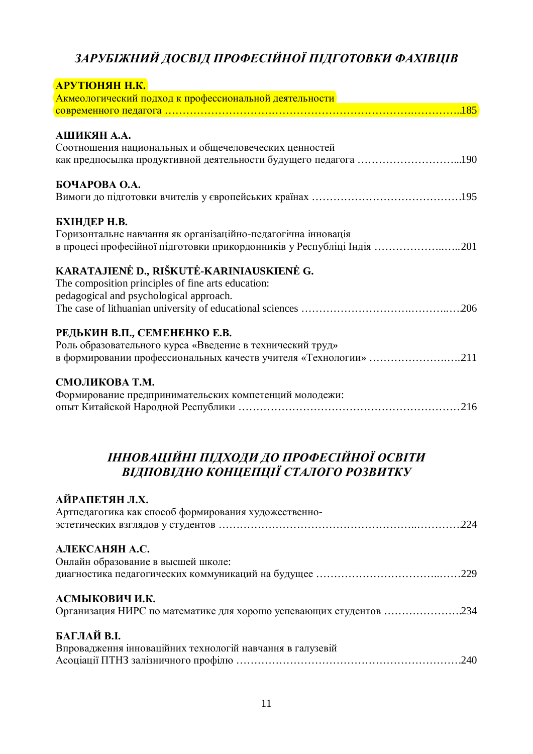## *ЗАРУБІЖНИЙ ДОСВІД ПРОФЕСІЙНОЇ ПІДГОТОВКИ ФАХІВЦІВ*

**АРУТЮНЯН Н.К.**
Акмеологический подход к профессиональной деятельности
современного педагога …………………………………………………………………….…………..185

**АШИКЯН А.А.**
Соотношения национальных и общечеловеческих ценностей
как предпосылка продуктивной деятельности будущего педагога ………………………...190

**БОЧАРОВА О.А.**
Вимоги до підготовки вчителів у європейських країнах ………………………………….195

**БХІНДЕР Н.В.**
Горизонтальне навчання як організаційно-педагогічна інновація
в процесі професійної підготовки прикордонників у Республіці Індія ………………..…..201

**KARATAJIENĖ D., RIŠKUTĖ-KARINIAUSKIENĖ G.**
The composition principles of fine arts education:
pedagogical and psychological approach.
The case of lithuanian university of educational sciences ……………………….……..….206

**РЕДЬКИН В.П., СЕМЕНЕНКО Е.В.**
Роль образовательного курса «Введение в технический труд»
в формировании профессиональных качеств учителя «Технологии» ………………….….211

**СМОЛИКОВА Т.М.**
Формирование предпринимательских компетенций молодежи:
опыт Китайской Народной Республики ……………………………………………………216

## *ІННОВАЦІЙНІ ПІДХОДИ ДО ПРОФЕСІЙНОЇ ОСВІТИ ВІДПОВІДНО КОНЦЕПЦІЇ СТАЛОГО РОЗВИТКУ*

**АЙРАПЕТЯН Л.Х.**
Артпедагогика как способ формирования художественно-
эстетических взглядов у студентов ……………………………………………...…………224

**АЛЕКСАНЯН А.С.**
Онлайн образование в высшей школе:
диагностика педагогических коммуникаций на будущее ……………………………...……229

**АСМЫКОВИЧ И.К.**
Организация НИРС по математике для хорошо успевающих студентов ………………….234

**БАГЛАЙ В.І.**
Впровадження інноваційних технологій навчання в галузевій
Асоціації ПТНЗ залізничного профілю ……………………………………………………240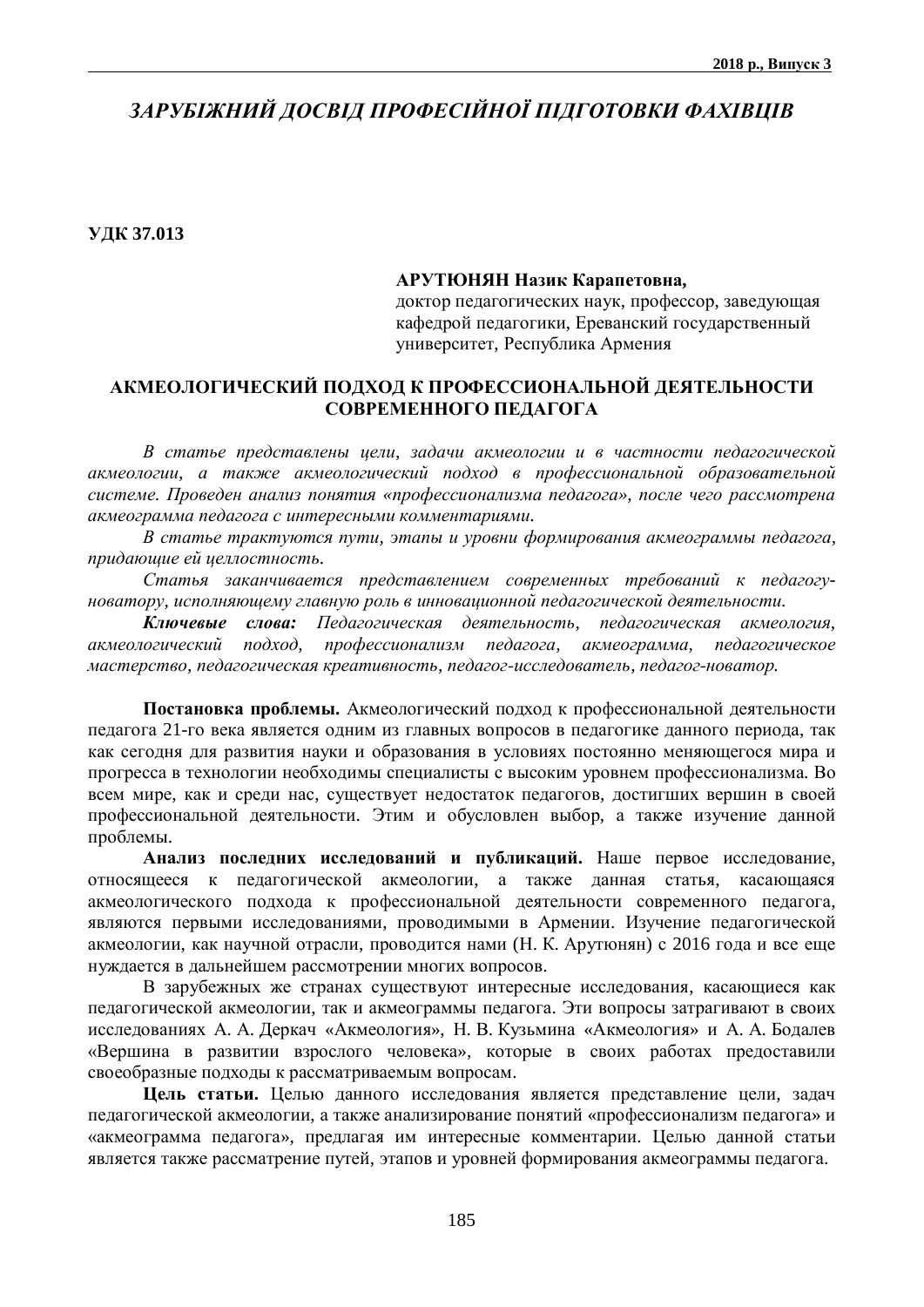# *ЗАРУБІЖНИЙ ДОСВІД ПРОФЕСІЙНОЇ ПІДГОТОВКИ ФАХІВЦІВ*

**УДК 37.013**

**АРУТЮНЯН Назик Карапетовна,**
доктор педагогических наук, профессор, заведующая кафедрой педагогики, Ереванский государственный университет, Республика Армения

## АКМЕОЛОГИЧЕСКИЙ ПОДХОД К ПРОФЕССИОНАЛЬНОЙ ДЕЯТЕЛЬНОСТИ СОВРЕМЕННОГО ПЕДАГОГА

*В статье представлены цели, задачи акмеологии и в частности педагогической акмеологии, а также акмеологический подход в профессиональной образовательной системе. Проведен анализ понятия «профессионализма педагога», после чего рассмотрена акмеограмма педагога с интересными комментариями.*

*В статье трактуются пути, этапы и уровни формирования акмеограммы педагога, придающие ей целлостность.*

*Статья заканчивается представлением современных требований к педагогу-новатору, исполняющему главную роль в инновационной педагогической деятельности.*

***Ключевые слова:*** *Педагогическая деятельность, педагогическая акмеология, акмеологический подход, профессионализм педагога, акмеограмма, педагогическое мастерство, педагогическая креативность, педагог-исследователь, педагог-новатор.*

**Постановка проблемы.** Акмеологический подход к профессиональной деятельности педагога 21-го века является одним из главных вопросов в педагогике данного периода, так как сегодня для развития науки и образования в условиях постоянно меняющегося мира и прогресса в технологии необходимы специалисты с высоким уровнем профессионализма. Во всем мире, как и среди нас, существует недостаток педагогов, достигших вершин в своей профессиональной деятельности. Этим и обусловлен выбор, а также изучение данной проблемы.

**Анализ последних исследований и публикаций.** Наше первое исследование, относящееся к педагогической акмеологии, а также данная статья, касающаяся акмеологического подхода к профессиональной деятельности современного педагога, являются первыми исследованиями, проводимыми в Армении. Изучение педагогической акмеологии, как научной отрасли, проводится нами (Н. К. Арутюнян) с 2016 года и все еще нуждается в дальнейшем рассмотрении многих вопросов.

В зарубежных же странах существуют интересные исследования, касающиеся как педагогической акмеологии, так и акмеограммы педагога. Эти вопросы затрагивают в своих исследованиях А. А. Деркач «Акмеология», Н. В. Кузьмина «Акмеология» и А. А. Бодалев «Вершина в развитии взрослого человека», которые в своих работах предоставили своеобразные подходы к рассматриваемым вопросам.

**Цель статьи.** Целью данного исследования является представление цели, задач педагогической акмеологии, а также анализирование понятий «профессионализм педагога» и «акмеограмма педагога», предлагая им интересные комментарии. Целью данной статьи является также рассматрение путей, этапов и уровней формирования акмеограммы педагога.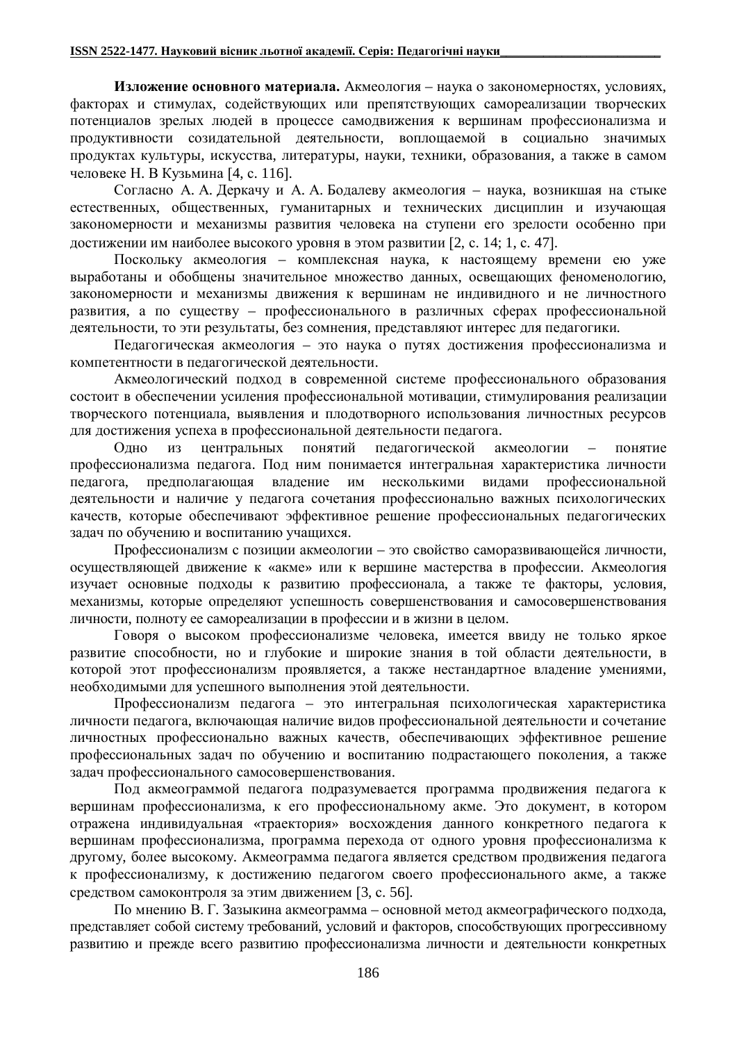**Изложение основного материала.** Акмеология – наука о закономерностях, условиях, факторах и стимулах, содействующих или препятствующих самореализации творческих потенциалов зрелых людей в процессе самодвижения к вершинам профессионализма и продуктивности созидательной деятельности, воплощаемой в социально значимых продуктах культуры, искусства, литературы, науки, техники, образования, а также в самом человеке Н. В Кузьмина [4, с. 116].

Согласно А. А. Деркачу и А. А. Бодалеву акмеология – наука, возникшая на стыке естественных, общественных, гуманитарных и технических дисциплин и изучающая закономерности и механизмы развития человека на ступени его зрелости особенно при достижении им наиболее высокого уровня в этом развитии [2, с. 14; 1, с. 47].

Поскольку акмеология – комплексная наука, к настоящему времени ею уже выработаны и обобщены значительное множество данных, освещающих феноменологию, закономерности и механизмы движения к вершинам не индивидного и не личностного развития, а по существу – профессионального в различных сферах профессиональной деятельности, то эти результаты, без сомнения, представляют интерес для педагогики.

Педагогическая акмеология – это наука о путях достижения профессионализма и компетентности в педагогической деятельности.

Акмеологический подход в современной системе профессионального образования состоит в обеспечении усиления профессиональной мотивации, стимулирования реализации творческого потенциала, выявления и плодотворного использования личностных ресурсов для достижения успеха в профессиональной деятельности педагога.

Одно из центральных понятий педагогической акмеологии – понятие профессионализма педагога. Под ним понимается интегральная характеристика личности педагога, предполагающая владение им несколькими видами профессиональной деятельности и наличие у педагога сочетания профессионально важных психологических качеств, которые обеспечивают эффективное решение профессиональных педагогических задач по обучению и воспитанию учащихся.

Профессионализм с позиции акмеологии – это свойство саморазвивающейся личности, осуществляющей движение к «акме» или к вершине мастерства в профессии. Акмеология изучает основные подходы к развитию профессионала, а также те факторы, условия, механизмы, которые определяют успешность совершенствования и самосовершенствования личности, полноту ее самореализации в профессии и в жизни в целом.

Говоря о высоком профессионализме человека, имеется ввиду не только яркое развитие способности, но и глубокие и широкие знания в той области деятельности, в которой этот профессионализм проявляется, а также нестандартное владение умениями, необходимыми для успешного выполнения этой деятельности.

Профессионализм педагога – это интегральная психологическая характеристика личности педагога, включающая наличие видов профессиональной деятельности и сочетание личностных профессионально важных качеств, обеспечивающих эффективное решение профессиональных задач по обучению и воспитанию подрастающего поколения, а также задач профессионального самосовершенствования.

Под акмеограммой педагога подразумевается программа продвижения педагога к вершинам профессионализма, к его профессиональному акме. Это документ, в котором отражена индивидуальная «траектория» восхождения данного конкретного педагога к вершинам профессионализма, программа перехода от одного уровня профессионализма к другому, более высокому. Акмеограмма педагога является средством продвижения педагога к профессионализму, к достижению педагогом своего профессионального акме, а также средством самоконтроля за этим движением [3, с. 56].

По мнению В. Г. Зазыкина акмеограмма – основной метод акмеографического подхода, представляет собой систему требований, условий и факторов, способствующих прогрессивному развитию и прежде всего развитию профессионализма личности и деятельности конкретных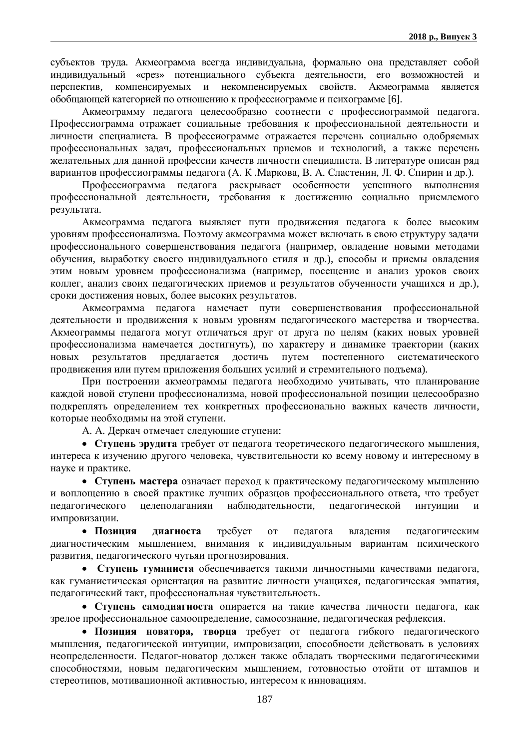субъектов труда. Акмеограмма всегда индивидуальна, формально она представляет собой индивидуальный «срез» потенциального субъекта деятельности, его возможностей и перспектив, компенсируемых и некомпенсируемых свойств. Акмеограмма является обобщающей категорией по отношению к профессиограмме и психограмме [6].

Акмеограмму педагога целесообразно соотнести с профессиограммой педагога. Профессиограмма отражает социальные требования к профессиональной деятельности и личности специалиста. В профессиограмме отражается перечень социально одобряемых профессиональных задач, профессиональных приемов и технологий, а также перечень желательных для данной профессии качеств личности специалиста. В литературе описан ряд вариантов профессиограммы педагога (А. К .Маркова, В. А. Сластенин, Л. Ф. Спирин и др.).

Профессиограмма педагога раскрывает особенности успешного выполнения профессиональной деятельности, требования к достижению социально приемлемого результата.

Акмеограмма педагога выявляет пути продвижения педагога к более высоким уровням профессионализма. Поэтому акмеограмма может включать в свою структуру задачи профессионального совершенствования педагога (например, овладение новыми методами обучения, выработку своего индивидуального стиля и др.), способы и приемы овладения этим новым уровнем профессионализма (например, посещение и анализ уроков своих коллег, анализ своих педагогических приемов и результатов обученности учащихся и др.), сроки достижения новых, более высоких результатов.

Акмеограмма педагога намечает пути совершенствования профессиональной деятельности и продвижения к новым уровням педагогического мастерства и творчества. Акмеограммы педагога могут отличаться друг от друга по целям (каких новых уровней профессионализма намечается достигнуть), по характеру и динамике траектории (каких новых результатов предлагается достичь путем постепенного систематического продвижения или путем приложения больших усилий и стремительного подъема).

При построении акмеограммы педагога необходимо учитывать, что планирование каждой новой ступени профессионализма, новой профессиональной позиции целесообразно подкреплять определением тех конкретных профессионально важных качеств личности, которые необходимы на этой ступени.

А. А. Деркач отмечает следующие ступени:

- **Ступень эрудита** требует от педагога теоретического педагогического мышления, интереса к изучению другого человека, чувствительности ко всему новому и интересному в науке и практике.
- **Ступень мастера** означает переход к практическому педагогическому мышлению и воплощению в своей практике лучших образцов профессионального ответа, что требует педагогического целеполаганияи наблюдательности, педагогической интуиции и импровизации.
- **Позиция диагноста** требует от педагога владения педагогическим диагностическим мышлением, внимания к индивидуальным вариантам психического развития, педагогического чутьяи прогнозирования.
- **Ступень гуманиста** обеспечивается такими личностными качествами педагога, как гуманистическая ориентация на развитие личности учащихся, педагогическая эмпатия, педагогический такт, профессиональная чувствительность.
- **Ступень самодиагноста** опирается на такие качества личности педагога, как зрелое профессиональное самоопределение, самосознание, педагогическая рефлексия.
- **Позиция новатора, творца** требует от педагога гибкого педагогического мышления, педагогической интуиции, импровизации, способности действовать в условиях неопределенности. Педагог-новатор должен также обладать творческими педагогическими способностями, новым педагогическим мышлением, готовностью отойти от штампов и стереотипов, мотивационной активностью, интересом к инновациям.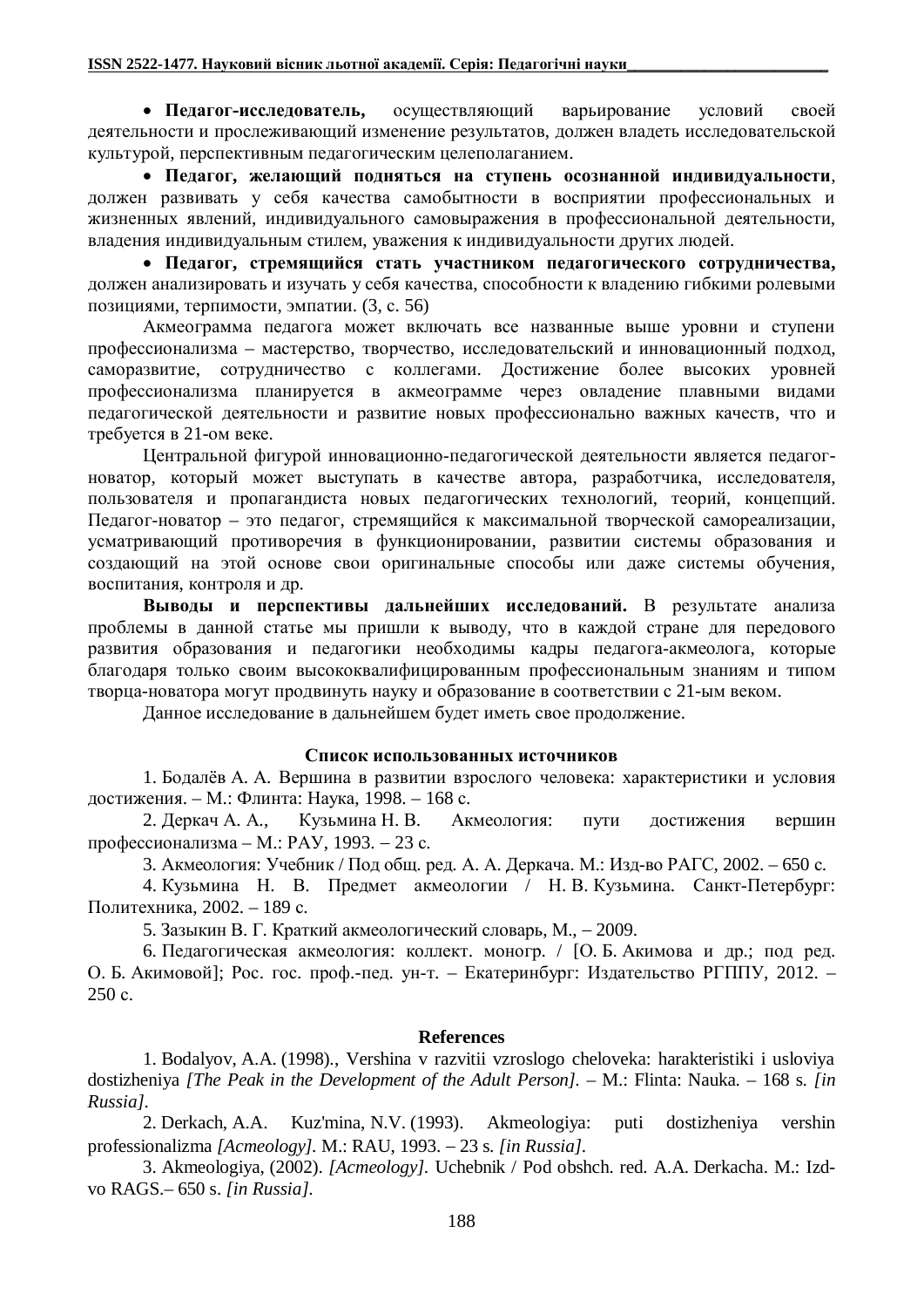- **Педагог-исследователь,** осуществляющий варьирование условий своей деятельности и прослеживающий изменение результатов, должен владеть исследовательской культурой, перспективным педагогическим целеполаганием.
- **Педагог, желающий подняться на ступень осознанной индивидуальности**, должен развивать у себя качества самобытности в восприятии профессиональных и жизненных явлений, индивидуального самовыражения в профессиональной деятельности, владения индивидуальным стилем, уважения к индивидуальности других людей.
- **Педагог, стремящийся стать участником педагогического сотрудничества,** должен анализировать и изучать у себя качества, способности к владению гибкими ролевыми позициями, терпимости, эмпатии. (3, с. 56)

Акмеограмма педагога может включать все названные выше уровни и ступени профессионализма – мастерство, творчество, исследовательский и инновационный подход, саморазвитие, сотрудничество с коллегами. Достижение более высоких уровней профессионализма планируется в акмеограмме через овладение плавными видами педагогической деятельности и развитие новых профессионально важных качеств, что и требуется в 21-ом веке.

Центральной фигурой инновационно-педагогической деятельности является педагог-новатор, который может выступать в качестве автора, разработчика, исследователя, пользователя и пропагандиста новых педагогических технологий, теорий, концепций. Педагог-новатор – это педагог, стремящийся к максимальной творческой самореализации, усматривающий противоречия в функционировании, развитии системы образования и создающий на этой основе свои оригинальные способы или даже системы обучения, воспитания, контроля и др.

**Выводы и перспективы дальнейших исследований.** В результате анализа проблемы в данной статье мы пришли к выводу, что в каждой стране для передового развития образования и педагогики необходимы кадры педагога-акмеолога, которые благодаря только своим высококвалифицированным профессиональным знаниям и типом творца-новатора могут продвинуть науку и образование в соответствии с 21-ым веком.

Данное исследование в дальнейшем будет иметь свое продолжение.

### Список использованных источников

1. Бодалёв А. А. Вершина в развитии взрослого человека: характеристики и условия достижения. – М.: Флинта: Наука, 1998. – 168 с.
2. Деркач А. А., Кузьмина Н. В. Акмеология: пути достижения вершин профессионализма – М.: РАУ, 1993. – 23 с.
3. Акмеология: Учебник / Под общ. ред. А. А. Деркача. М.: Изд-во РАГС, 2002. – 650 с.
4. Кузьмина Н. В. Предмет акмеологии / Н. В. Кузьмина. Санкт-Петербург: Политехника, 2002. – 189 с.
5. Зазыкин В. Г. Краткий акмеологический словарь, М., – 2009.
6. Педагогическая акмеология: коллект. моногр. / [О. Б. Акимова и др.; под ред. О. Б. Акимовой]; Рос. гос. проф.-пед. ун-т. – Екатеринбург: Издательство РГППУ, 2012. – 250 с.

### References

1. Bodalyov, A.A. (1998)., Vershina v razvitii vzroslogo cheloveka: harakteristiki i usloviya dostizheniya *[The Peak in the Development of the Adult Person].* – M.: Flinta: Nauka. – 168 s. *[in Russia].*
2. Derkach, A.A. Kuz'mina, N.V. (1993). Akmeologiya: puti dostizheniya vershin professionalizma *[Acmeology].* M.: RAU, 1993. – 23 s. *[in Russia].*
3. Akmeologiya, (2002). *[Acmeology].* Uchebnik / Pod obshch. red. A.A. Derkacha. M.: Izd-vo RAGS.– 650 s. *[in Russia].*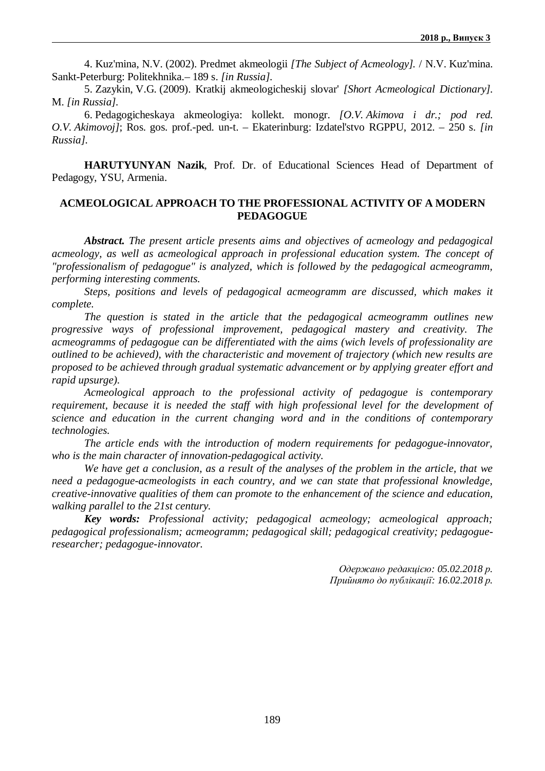4. Kuz'mina, N.V. (2002). Predmet akmeologii *[The Subject of Acmeology].* / N.V. Kuz'mina. Sankt-Peterburg: Politekhnika.– 189 s. *[in Russia].*

5. Zazykin, V.G. (2009). Kratkij akmeologicheskij slovar' *[Short Acmeological Dictionary].* M. *[in Russia].*

6. Pedagogicheskaya akmeologiya: kollekt. monogr. *[O.V. Akimova i dr.; pod red. O.V. Akimovoj]*; Ros. gos. prof.-ped. un-t. – Ekaterinburg: Izdatel'stvo RGPPU, 2012. – 250 s. *[in Russia].*

**HARUTYUNYAN Nazik**, Prof. Dr. of Educational Sciences Head of Department of Pedagogy, YSU, Armenia.

## ACMEOLOGICAL APPROACH TO THE PROFESSIONAL ACTIVITY OF A MODERN PEDAGOGUE

***Abstract.*** *The present article presents aims and objectives of acmeology and pedagogical acmeology, as well as acmeological approach in professional education system. The concept of "professionalism of pedagogue" is analyzed, which is followed by the pedagogical acmeogramm, performing interesting comments.*

*Steps, positions and levels of pedagogical acmeogramm are discussed, which makes it complete.*

*The question is stated in the article that the pedagogical acmeogramm outlines new progressive ways of professional improvement, pedagogical mastery and creativity. The acmeogramms of pedagogue can be differentiated with the aims (wich levels of professionality are outlined to be achieved), with the characteristic and movement of trajectory (which new results are proposed to be achieved through gradual systematic advancement or by applying greater effort and rapid upsurge).*

*Acmeological approach to the professional activity of pedagogue is contemporary requirement, because it is needed the staff with high professional level for the development of science and education in the current changing word and in the conditions of contemporary technologies.*

*The article ends with the introduction of modern requirements for pedagogue-innovator, who is the main character of innovation-pedagogical activity.*

*We have get a conclusion, as a result of the analyses of the problem in the article, that we need a pedagogue-acmeologists in each country, and we can state that professional knowledge, creative-innovative qualities of them can promote to the enhancement of the science and education, walking parallel to the 21st century.*

***Key words:*** *Professional activity; pedagogical acmeology; acmeological approach; pedagogical professionalism; acmeogramm; pedagogical skill; pedagogical creativity; pedagogue-researcher; pedagogue-innovator.*

*Одержано редакцією: 05.02.2018 р.*
*Прийнято до публікації: 16.02.2018 р.*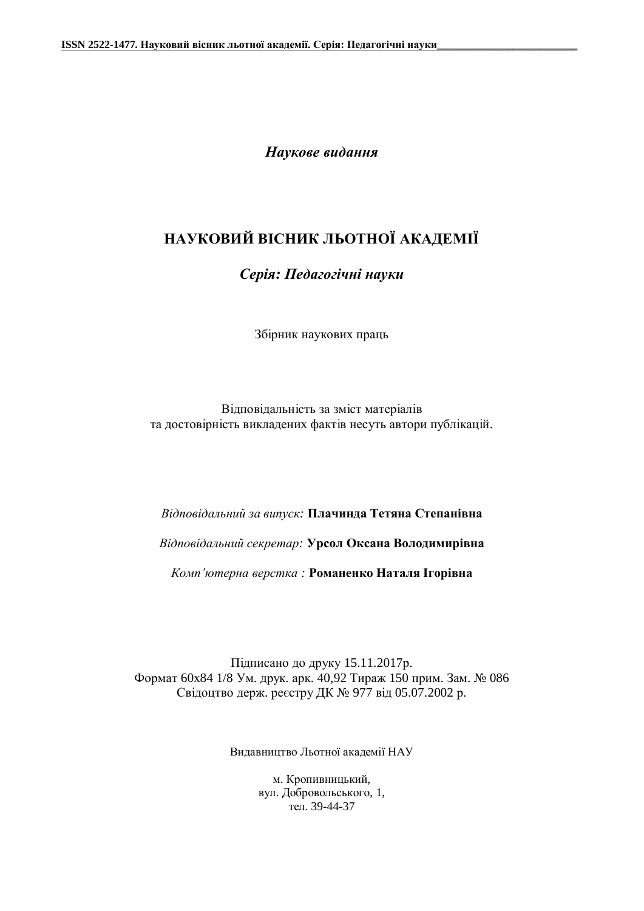*Наукове видання*

# НАУКОВИЙ ВІСНИК ЛЬОТНОЇ АКАДЕМІЇ

## *Серія: Педагогічні науки*

Збірник наукових праць

Відповідальність за зміст матеріалів
та достовірність викладених фактів несуть автори публікацій.

*Відповідальний за випуск:* **Плачинда Тетяна Степанівна**

*Відповідальний секретар:* **Урсол Оксана Володимирівна**

*Комп'ютерна верстка :* **Романенко Наталя Ігорівна**

Підписано до друку 15.11.2017р.
Формат 60х84 1/8 Ум. друк. арк. 40,92 Тираж 150 прим. Зам. № 086
Свідоцтво держ. реєстру ДК № 977 від 05.07.2002 р.

Видавництво Льотної академії НАУ

м. Кропивницький,
вул. Добровольського, 1,
тел. 39-44-37